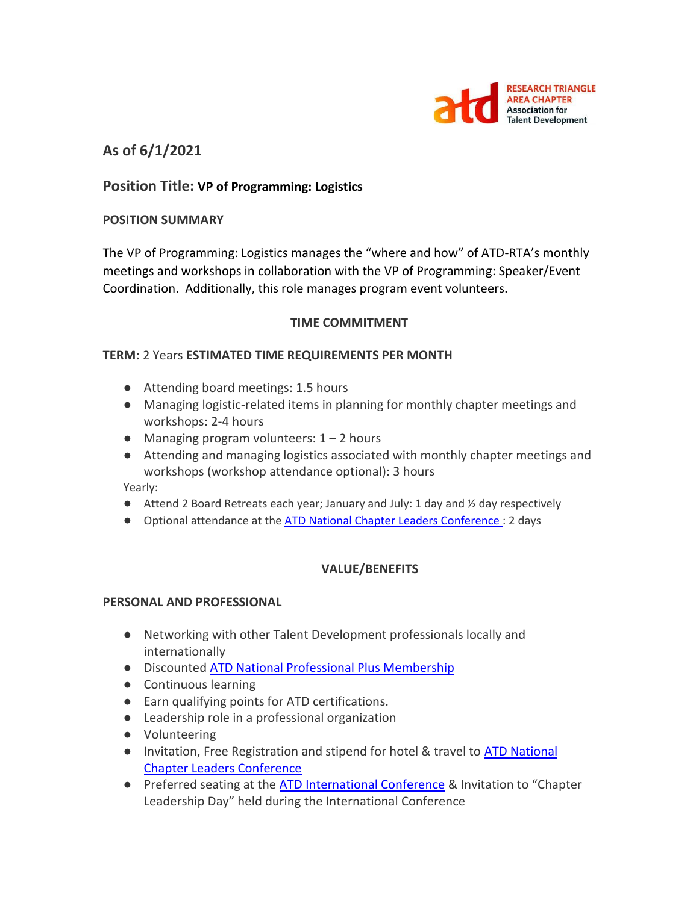RESEARCH TRIANGLE AREA CHAPTER
Association for Talent Development

## As of 6/1/2021

## Position Title: VP of Programming: Logistics

**POSITION SUMMARY**

The VP of Programming: Logistics manages the "where and how" of ATD-RTA's monthly meetings and workshops in collaboration with the VP of Programming: Speaker/Event Coordination. Additionally, this role manages program event volunteers.

**TIME COMMITMENT**

**TERM:** 2 Years **ESTIMATED TIME REQUIREMENTS PER MONTH**

- Attending board meetings: 1.5 hours
- Managing logistic-related items in planning for monthly chapter meetings and workshops: 2-4 hours
- Managing program volunteers: 1 – 2 hours
- Attending and managing logistics associated with monthly chapter meetings and workshops (workshop attendance optional): 3 hours

Yearly:

- Attend 2 Board Retreats each year; January and July: 1 day and ½ day respectively
- Optional attendance at the ATD National Chapter Leaders Conference : 2 days

**VALUE/BENEFITS**

**PERSONAL AND PROFESSIONAL**

- Networking with other Talent Development professionals locally and internationally
- Discounted ATD National Professional Plus Membership
- Continuous learning
- Earn qualifying points for ATD certifications.
- Leadership role in a professional organization
- Volunteering
- Invitation, Free Registration and stipend for hotel & travel to ATD National Chapter Leaders Conference
- Preferred seating at the ATD International Conference & Invitation to "Chapter Leadership Day" held during the International Conference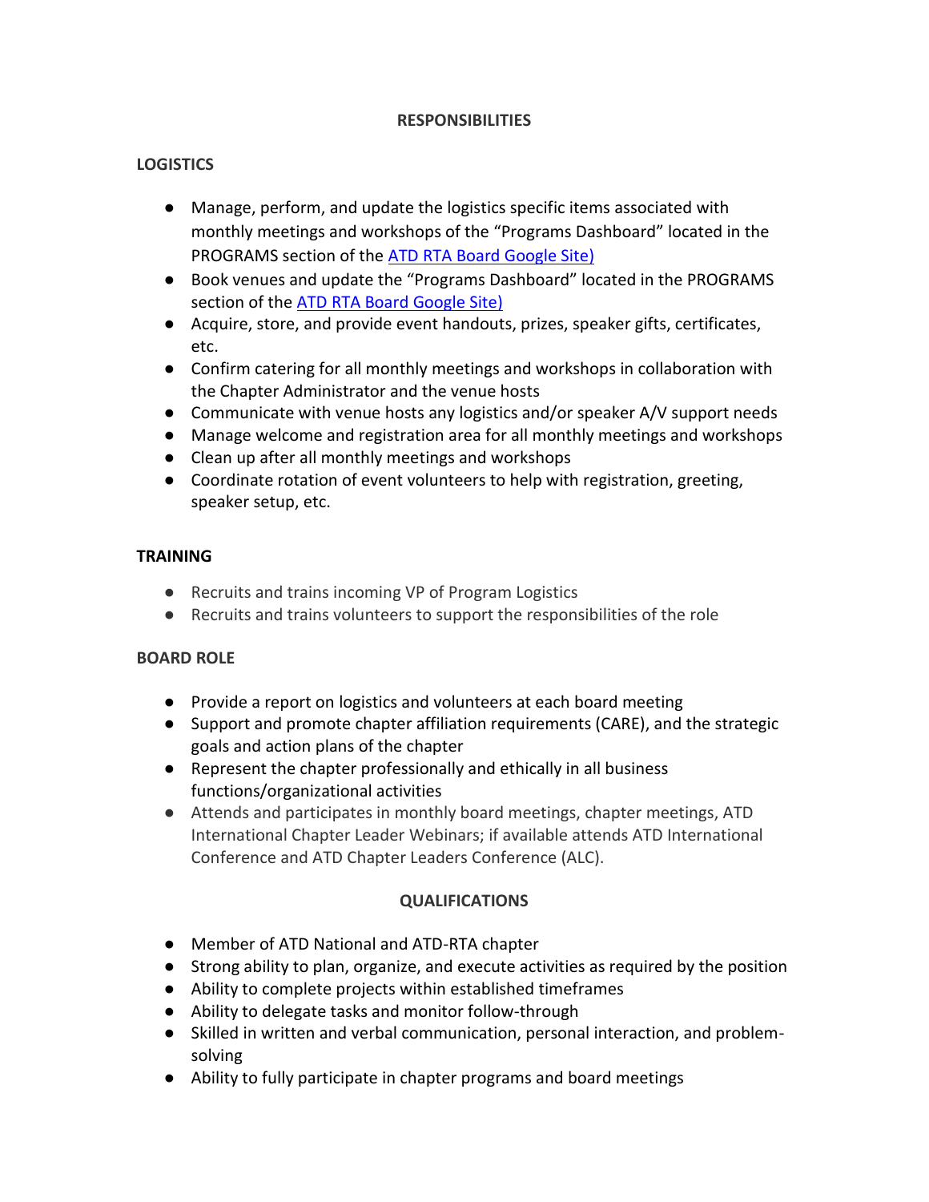## RESPONSIBILITIES

### LOGISTICS

- Manage, perform, and update the logistics specific items associated with monthly meetings and workshops of the "Programs Dashboard" located in the PROGRAMS section of the [ATD RTA Board Google Site)]
- Book venues and update the "Programs Dashboard" located in the PROGRAMS section of the [ATD RTA Board Google Site)]
- Acquire, store, and provide event handouts, prizes, speaker gifts, certificates, etc.
- Confirm catering for all monthly meetings and workshops in collaboration with the Chapter Administrator and the venue hosts
- Communicate with venue hosts any logistics and/or speaker A/V support needs
- Manage welcome and registration area for all monthly meetings and workshops
- Clean up after all monthly meetings and workshops
- Coordinate rotation of event volunteers to help with registration, greeting, speaker setup, etc.

### TRAINING

- Recruits and trains incoming VP of Program Logistics
- Recruits and trains volunteers to support the responsibilities of the role

### BOARD ROLE

- Provide a report on logistics and volunteers at each board meeting
- Support and promote chapter affiliation requirements (CARE), and the strategic goals and action plans of the chapter
- Represent the chapter professionally and ethically in all business functions/organizational activities
- Attends and participates in monthly board meetings, chapter meetings, ATD International Chapter Leader Webinars; if available attends ATD International Conference and ATD Chapter Leaders Conference (ALC).

## QUALIFICATIONS

- Member of ATD National and ATD-RTA chapter
- Strong ability to plan, organize, and execute activities as required by the position
- Ability to complete projects within established timeframes
- Ability to delegate tasks and monitor follow-through
- Skilled in written and verbal communication, personal interaction, and problem-solving
- Ability to fully participate in chapter programs and board meetings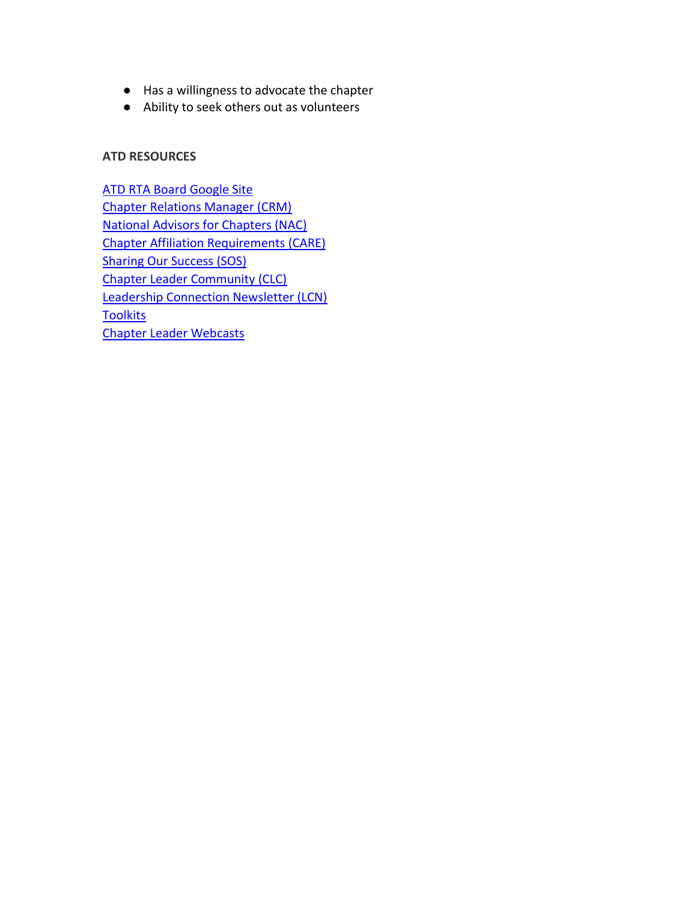- Has a willingness to advocate the chapter
- Ability to seek others out as volunteers

**ATD RESOURCES**

ATD RTA Board Google Site
Chapter Relations Manager (CRM)
National Advisors for Chapters (NAC)
Chapter Affiliation Requirements (CARE)
Sharing Our Success (SOS)
Chapter Leader Community (CLC)
Leadership Connection Newsletter (LCN)
Toolkits
Chapter Leader Webcasts